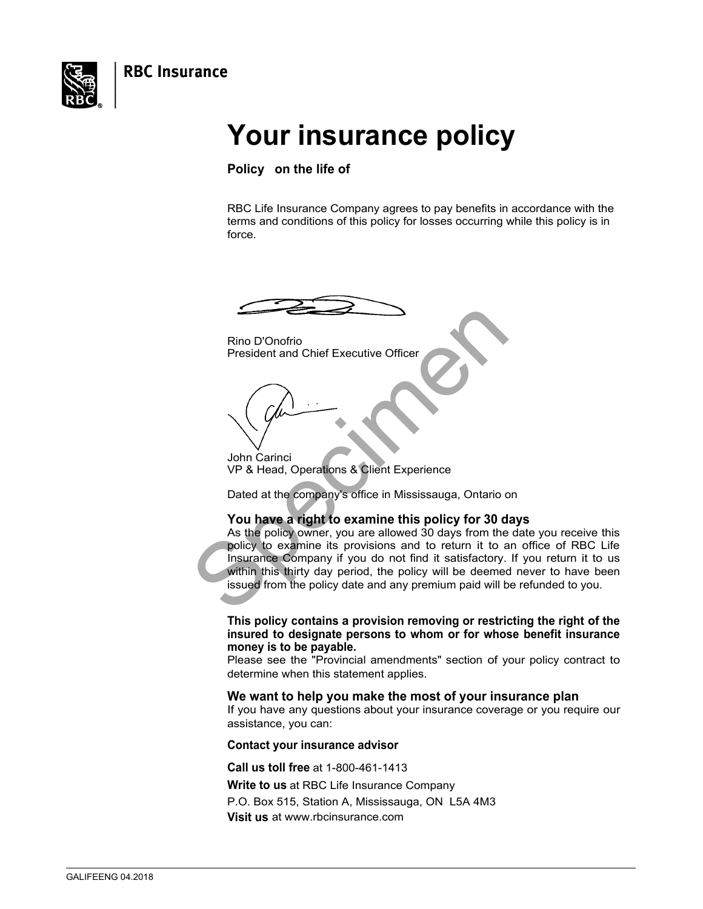RBC Insurance

# Your insurance policy

**Policy on the life of**

RBC Life Insurance Company agrees to pay benefits in accordance with the terms and conditions of this policy for losses occurring while this policy is in force.

Rino D'Onofrio
President and Chief Executive Officer

John Carinci
VP & Head, Operations & Client Experience

Dated at the company's office in Mississauga, Ontario on

## You have a right to examine this policy for 30 days

As the policy owner, you are allowed 30 days from the date you receive this policy to examine its provisions and to return it to an office of RBC Life Insurance Company if you do not find it satisfactory. If you return it to us within this thirty day period, the policy will be deemed never to have been issued from the policy date and any premium paid will be refunded to you.

**This policy contains a provision removing or restricting the right of the insured to designate persons to whom or for whose benefit insurance money is to be payable.**
Please see the "Provincial amendments" section of your policy contract to determine when this statement applies.

## We want to help you make the most of your insurance plan

If you have any questions about your insurance coverage or you require our assistance, you can:

**Contact your insurance advisor**

**Call us toll free** at 1-800-461-1413

**Write to us** at RBC Life Insurance Company
P.O. Box 515, Station A, Mississauga, ON L5A 4M3

**Visit us** at www.rbcinsurance.com

GALIFEENG 04.2018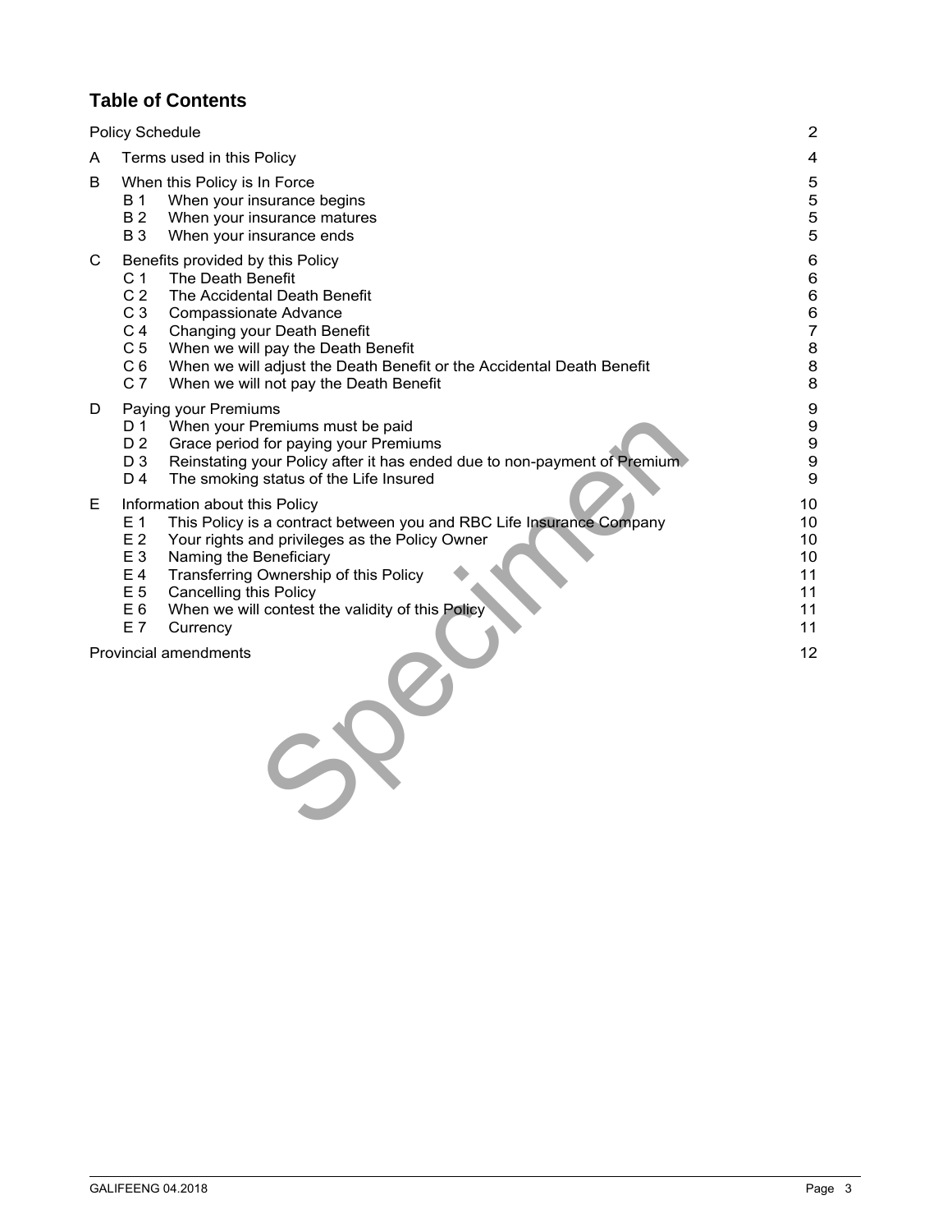## Table of Contents

| | | Page |
|---|---|---|
| Policy Schedule | | 2 |
| A | Terms used in this Policy | 4 |
| B | When this Policy is In Force | 5 |
| | B 1 When your insurance begins | 5 |
| | B 2 When your insurance matures | 5 |
| | B 3 When your insurance ends | 5 |
| C | Benefits provided by this Policy | 6 |
| | C 1 The Death Benefit | 6 |
| | C 2 The Accidental Death Benefit | 6 |
| | C 3 Compassionate Advance | 6 |
| | C 4 Changing your Death Benefit | 7 |
| | C 5 When we will pay the Death Benefit | 8 |
| | C 6 When we will adjust the Death Benefit or the Accidental Death Benefit | 8 |
| | C 7 When we will not pay the Death Benefit | 8 |
| D | Paying your Premiums | 9 |
| | D 1 When your Premiums must be paid | 9 |
| | D 2 Grace period for paying your Premiums | 9 |
| | D 3 Reinstating your Policy after it has ended due to non-payment of Premium | 9 |
| | D 4 The smoking status of the Life Insured | 9 |
| E | Information about this Policy | 10 |
| | E 1 This Policy is a contract between you and RBC Life Insurance Company | 10 |
| | E 2 Your rights and privileges as the Policy Owner | 10 |
| | E 3 Naming the Beneficiary | 10 |
| | E 4 Transferring Ownership of this Policy | 11 |
| | E 5 Cancelling this Policy | 11 |
| | E 6 When we will contest the validity of this Policy | 11 |
| | E 7 Currency | 11 |
| Provincial amendments | | 12 |

Specimen

GALIFEENG 04.2018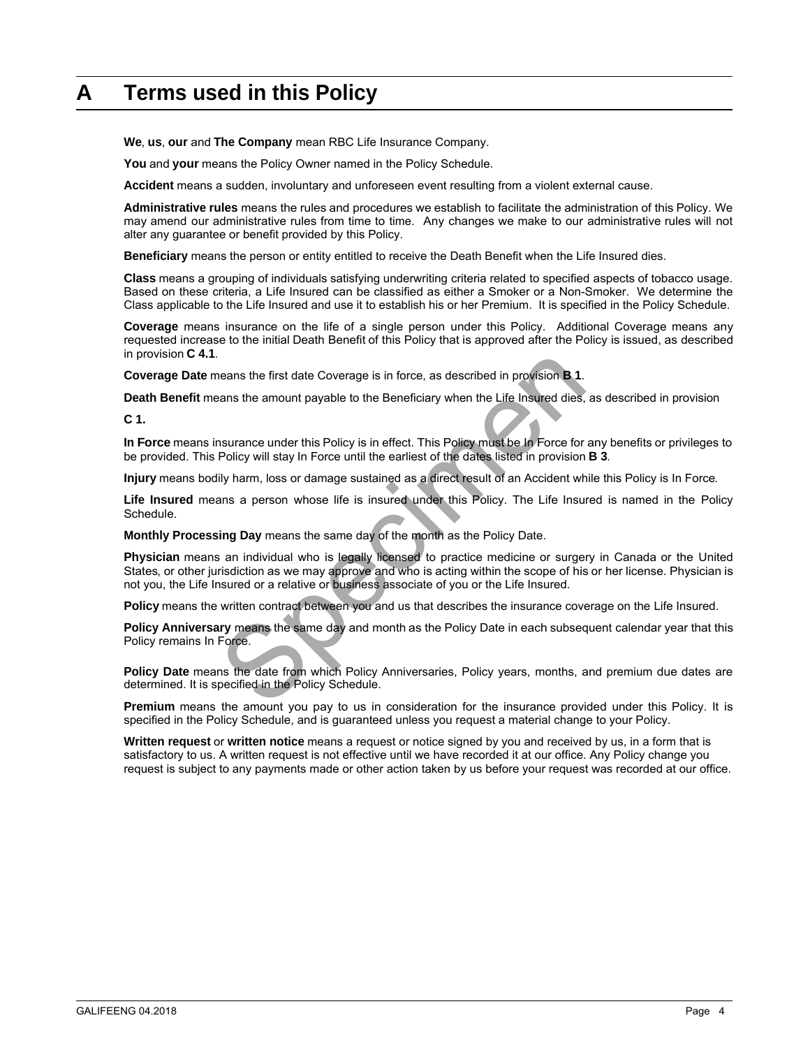# A Terms used in this Policy

**We**, **us**, **our** and **The Company** mean RBC Life Insurance Company.

**You** and **your** means the Policy Owner named in the Policy Schedule.

**Accident** means a sudden, involuntary and unforeseen event resulting from a violent external cause.

**Administrative rules** means the rules and procedures we establish to facilitate the administration of this Policy. We may amend our administrative rules from time to time. Any changes we make to our administrative rules will not alter any guarantee or benefit provided by this Policy.

**Beneficiary** means the person or entity entitled to receive the Death Benefit when the Life Insured dies.

**Class** means a grouping of individuals satisfying underwriting criteria related to specified aspects of tobacco usage. Based on these criteria, a Life Insured can be classified as either a Smoker or a Non-Smoker. We determine the Class applicable to the Life Insured and use it to establish his or her Premium. It is specified in the Policy Schedule.

**Coverage** means insurance on the life of a single person under this Policy. Additional Coverage means any requested increase to the initial Death Benefit of this Policy that is approved after the Policy is issued, as described in provision **C 4.1**.

**Coverage Date** means the first date Coverage is in force, as described in provision **B 1**.

**Death Benefit** means the amount payable to the Beneficiary when the Life Insured dies, as described in provision **C 1.**

**In Force** means insurance under this Policy is in effect. This Policy must be In Force for any benefits or privileges to be provided. This Policy will stay In Force until the earliest of the dates listed in provision **B 3**.

**Injury** means bodily harm, loss or damage sustained as a direct result of an Accident while this Policy is In Force.

**Life Insured** means a person whose life is insured under this Policy. The Life Insured is named in the Policy Schedule.

**Monthly Processing Day** means the same day of the month as the Policy Date.

**Physician** means an individual who is legally licensed to practice medicine or surgery in Canada or the United States, or other jurisdiction as we may approve and who is acting within the scope of his or her license. Physician is not you, the Life Insured or a relative or business associate of you or the Life Insured.

**Policy** means the written contract between you and us that describes the insurance coverage on the Life Insured.

**Policy Anniversary** means the same day and month as the Policy Date in each subsequent calendar year that this Policy remains In Force.

**Policy Date** means the date from which Policy Anniversaries, Policy years, months, and premium due dates are determined. It is specified in the Policy Schedule.

**Premium** means the amount you pay to us in consideration for the insurance provided under this Policy. It is specified in the Policy Schedule, and is guaranteed unless you request a material change to your Policy.

**Written request** or **written notice** means a request or notice signed by you and received by us, in a form that is satisfactory to us. A written request is not effective until we have recorded it at our office. Any Policy change you request is subject to any payments made or other action taken by us before your request was recorded at our office.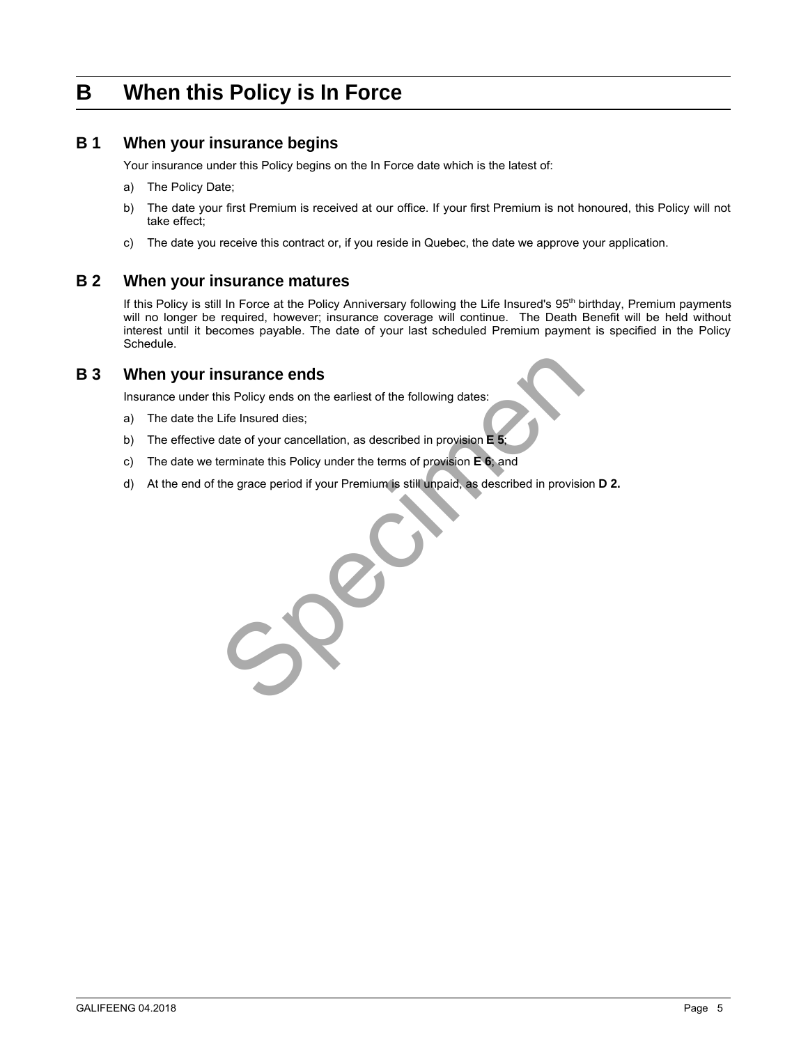# B When this Policy is In Force

## B 1 When your insurance begins

Your insurance under this Policy begins on the In Force date which is the latest of:

a) The Policy Date;

b) The date your first Premium is received at our office. If your first Premium is not honoured, this Policy will not take effect;

c) The date you receive this contract or, if you reside in Quebec, the date we approve your application.

## B 2 When your insurance matures

If this Policy is still In Force at the Policy Anniversary following the Life Insured's 95th birthday, Premium payments will no longer be required, however; insurance coverage will continue. The Death Benefit will be held without interest until it becomes payable. The date of your last scheduled Premium payment is specified in the Policy Schedule.

## B 3 When your insurance ends

Insurance under this Policy ends on the earliest of the following dates:

a) The date the Life Insured dies;

b) The effective date of your cancellation, as described in provision **E 5**;

c) The date we terminate this Policy under the terms of provision **E 6**; and

d) At the end of the grace period if your Premium is still unpaid, as described in provision **D 2.**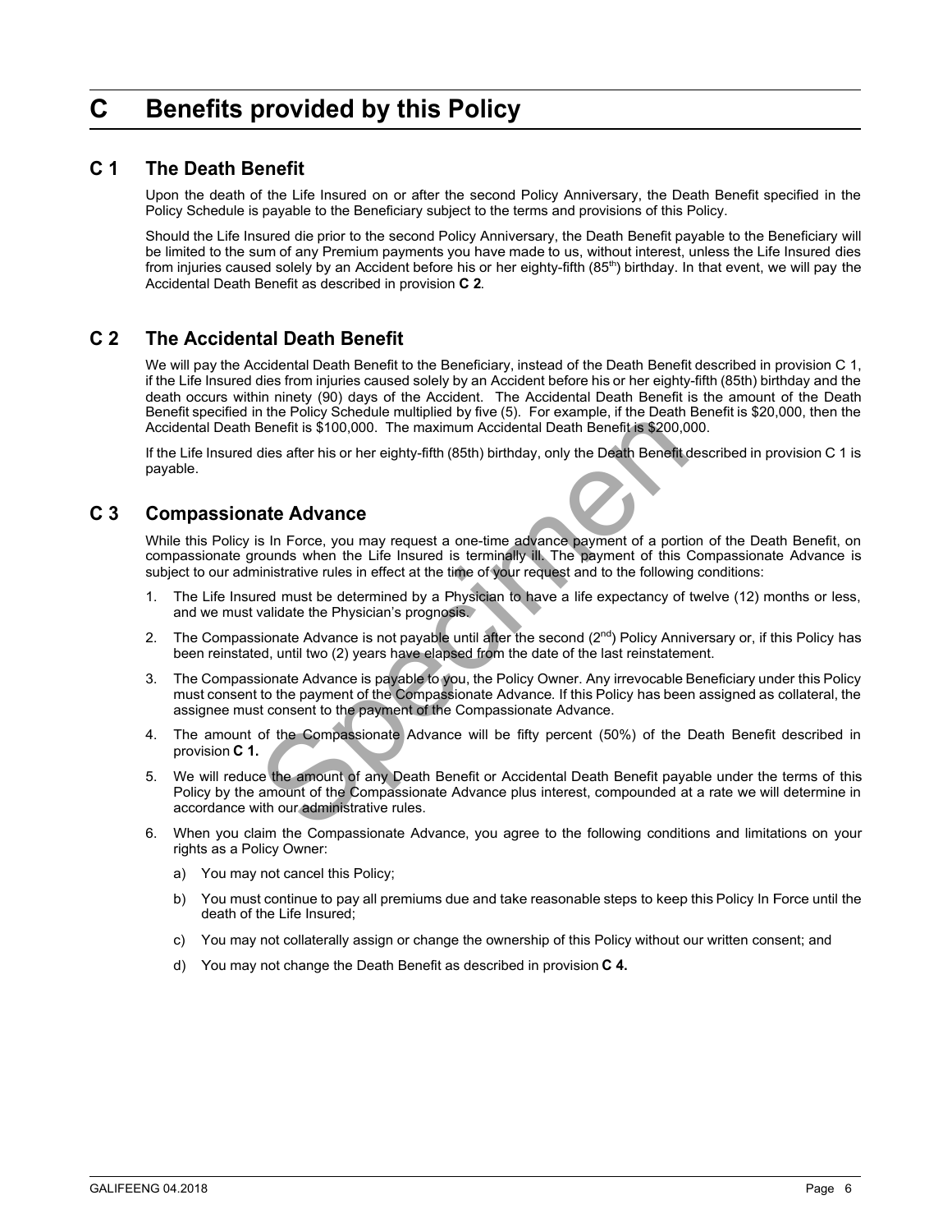# C Benefits provided by this Policy

## C 1 The Death Benefit

Upon the death of the Life Insured on or after the second Policy Anniversary, the Death Benefit specified in the Policy Schedule is payable to the Beneficiary subject to the terms and provisions of this Policy.

Should the Life Insured die prior to the second Policy Anniversary, the Death Benefit payable to the Beneficiary will be limited to the sum of any Premium payments you have made to us, without interest, unless the Life Insured dies from injuries caused solely by an Accident before his or her eighty-fifth (85th) birthday. In that event, we will pay the Accidental Death Benefit as described in provision **C 2**.

## C 2 The Accidental Death Benefit

We will pay the Accidental Death Benefit to the Beneficiary, instead of the Death Benefit described in provision C 1, if the Life Insured dies from injuries caused solely by an Accident before his or her eighty-fifth (85th) birthday and the death occurs within ninety (90) days of the Accident. The Accidental Death Benefit is the amount of the Death Benefit specified in the Policy Schedule multiplied by five (5). For example, if the Death Benefit is $20,000, then the Accidental Death Benefit is $100,000. The maximum Accidental Death Benefit is $200,000.

If the Life Insured dies after his or her eighty-fifth (85th) birthday, only the Death Benefit described in provision C 1 is payable.

## C 3 Compassionate Advance

While this Policy is In Force, you may request a one-time advance payment of a portion of the Death Benefit, on compassionate grounds when the Life Insured is terminally ill. The payment of this Compassionate Advance is subject to our administrative rules in effect at the time of your request and to the following conditions:

1. The Life Insured must be determined by a Physician to have a life expectancy of twelve (12) months or less, and we must validate the Physician's prognosis.
2. The Compassionate Advance is not payable until after the second (2nd) Policy Anniversary or, if this Policy has been reinstated, until two (2) years have elapsed from the date of the last reinstatement.
3. The Compassionate Advance is payable to you, the Policy Owner. Any irrevocable Beneficiary under this Policy must consent to the payment of the Compassionate Advance. If this Policy has been assigned as collateral, the assignee must consent to the payment of the Compassionate Advance.
4. The amount of the Compassionate Advance will be fifty percent (50%) of the Death Benefit described in provision **C 1.**
5. We will reduce the amount of any Death Benefit or Accidental Death Benefit payable under the terms of this Policy by the amount of the Compassionate Advance plus interest, compounded at a rate we will determine in accordance with our administrative rules.
6. When you claim the Compassionate Advance, you agree to the following conditions and limitations on your rights as a Policy Owner:
   a) You may not cancel this Policy;
   b) You must continue to pay all premiums due and take reasonable steps to keep this Policy In Force until the death of the Life Insured;
   c) You may not collaterally assign or change the ownership of this Policy without our written consent; and
   d) You may not change the Death Benefit as described in provision **C 4.**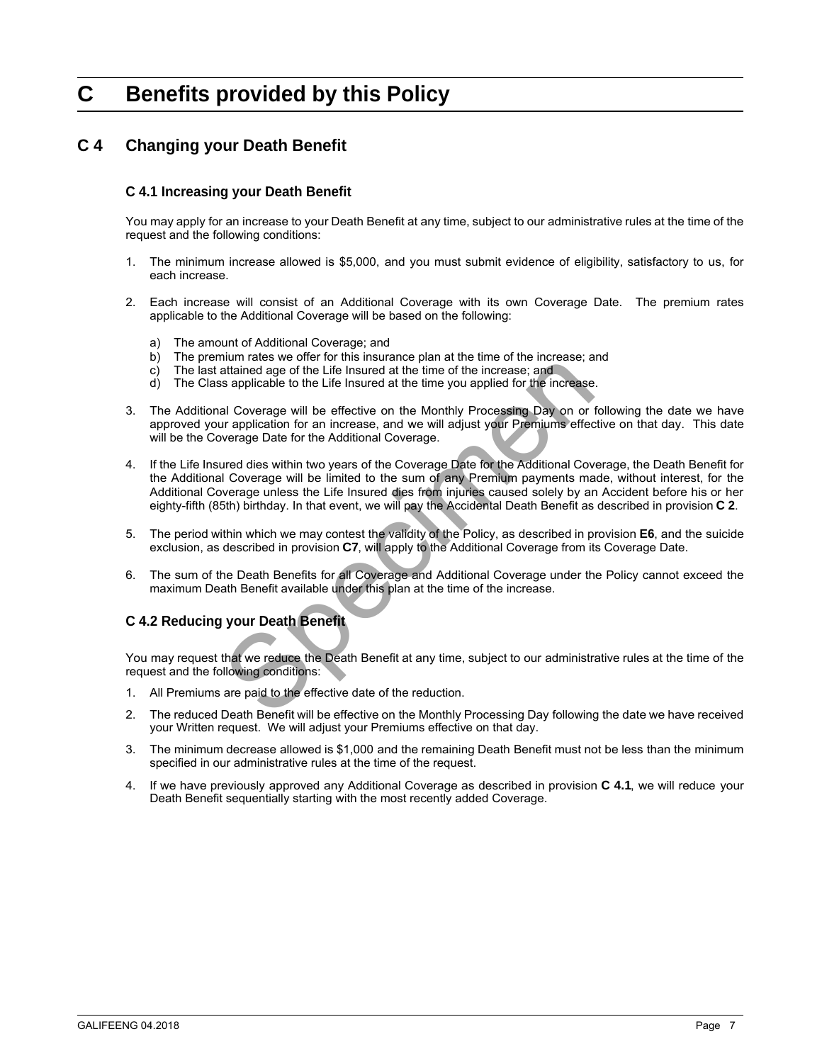# C Benefits provided by this Policy

## C 4 Changing your Death Benefit

### C 4.1 Increasing your Death Benefit

You may apply for an increase to your Death Benefit at any time, subject to our administrative rules at the time of the request and the following conditions:

1. The minimum increase allowed is $5,000, and you must submit evidence of eligibility, satisfactory to us, for each increase.

2. Each increase will consist of an Additional Coverage with its own Coverage Date. The premium rates applicable to the Additional Coverage will be based on the following:

   a) The amount of Additional Coverage; and
   b) The premium rates we offer for this insurance plan at the time of the increase; and
   c) The last attained age of the Life Insured at the time of the increase; and
   d) The Class applicable to the Life Insured at the time you applied for the increase.

3. The Additional Coverage will be effective on the Monthly Processing Day on or following the date we have approved your application for an increase, and we will adjust your Premiums effective on that day. This date will be the Coverage Date for the Additional Coverage.

4. If the Life Insured dies within two years of the Coverage Date for the Additional Coverage, the Death Benefit for the Additional Coverage will be limited to the sum of any Premium payments made, without interest, for the Additional Coverage unless the Life Insured dies from injuries caused solely by an Accident before his or her eighty-fifth (85th) birthday. In that event, we will pay the Accidental Death Benefit as described in provision **C 2**.

5. The period within which we may contest the validity of the Policy, as described in provision **E6**, and the suicide exclusion, as described in provision **C7**, will apply to the Additional Coverage from its Coverage Date.

6. The sum of the Death Benefits for all Coverage and Additional Coverage under the Policy cannot exceed the maximum Death Benefit available under this plan at the time of the increase.

### C 4.2 Reducing your Death Benefit

You may request that we reduce the Death Benefit at any time, subject to our administrative rules at the time of the request and the following conditions:

1. All Premiums are paid to the effective date of the reduction.

2. The reduced Death Benefit will be effective on the Monthly Processing Day following the date we have received your Written request. We will adjust your Premiums effective on that day.

3. The minimum decrease allowed is $1,000 and the remaining Death Benefit must not be less than the minimum specified in our administrative rules at the time of the request.

4. If we have previously approved any Additional Coverage as described in provision **C 4.1**, we will reduce your Death Benefit sequentially starting with the most recently added Coverage.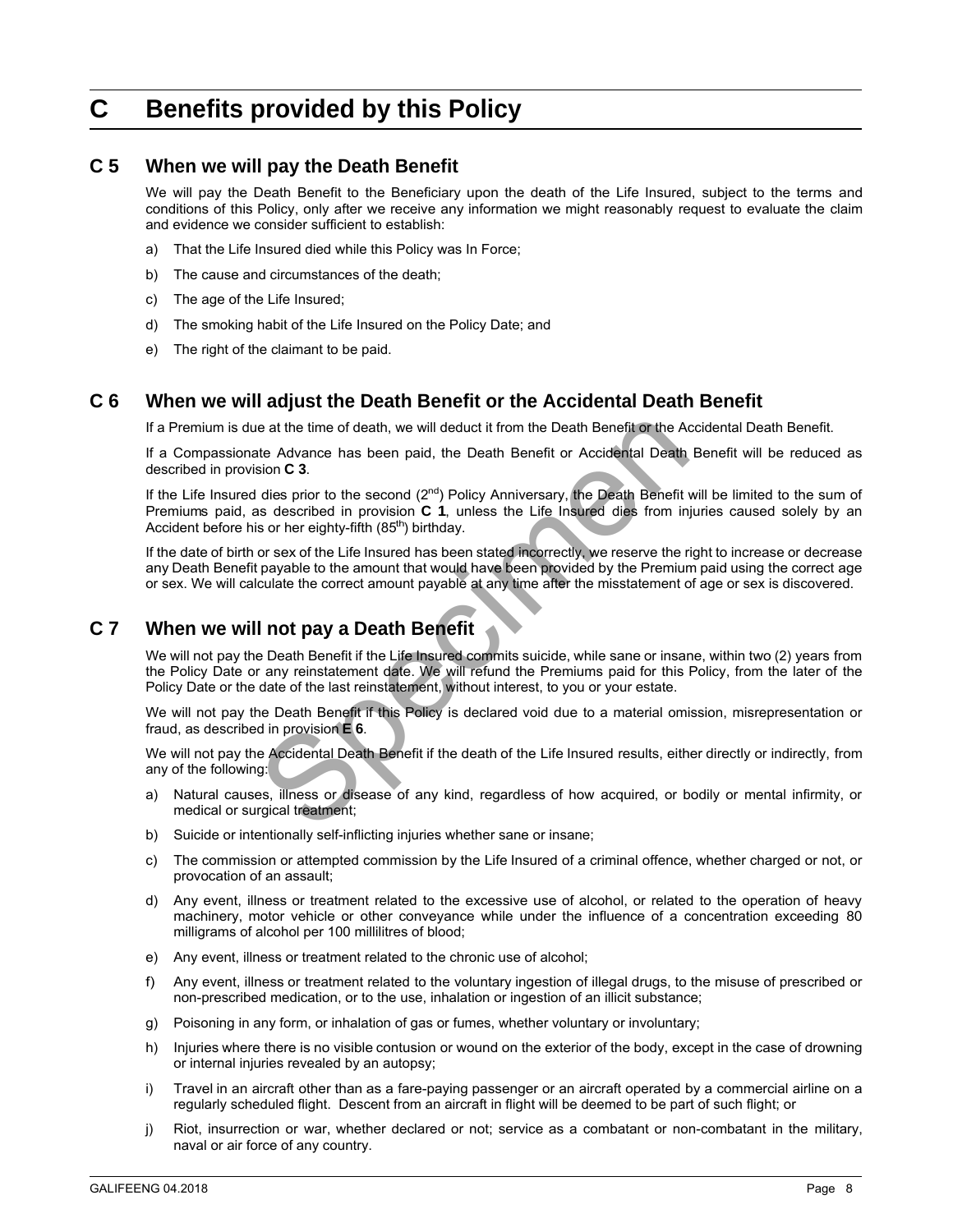# C Benefits provided by this Policy

## C 5 When we will pay the Death Benefit

We will pay the Death Benefit to the Beneficiary upon the death of the Life Insured, subject to the terms and conditions of this Policy, only after we receive any information we might reasonably request to evaluate the claim and evidence we consider sufficient to establish:

a) That the Life Insured died while this Policy was In Force;

b) The cause and circumstances of the death;

c) The age of the Life Insured;

d) The smoking habit of the Life Insured on the Policy Date; and

e) The right of the claimant to be paid.

## C 6 When we will adjust the Death Benefit or the Accidental Death Benefit

If a Premium is due at the time of death, we will deduct it from the Death Benefit or the Accidental Death Benefit.

If a Compassionate Advance has been paid, the Death Benefit or Accidental Death Benefit will be reduced as described in provision **C 3**.

If the Life Insured dies prior to the second (2nd) Policy Anniversary, the Death Benefit will be limited to the sum of Premiums paid, as described in provision **C 1**, unless the Life Insured dies from injuries caused solely by an Accident before his or her eighty-fifth (85th) birthday.

If the date of birth or sex of the Life Insured has been stated incorrectly, we reserve the right to increase or decrease any Death Benefit payable to the amount that would have been provided by the Premium paid using the correct age or sex. We will calculate the correct amount payable at any time after the misstatement of age or sex is discovered.

## C 7 When we will not pay a Death Benefit

We will not pay the Death Benefit if the Life Insured commits suicide, while sane or insane, within two (2) years from the Policy Date or any reinstatement date. We will refund the Premiums paid for this Policy, from the later of the Policy Date or the date of the last reinstatement, without interest, to you or your estate.

We will not pay the Death Benefit if this Policy is declared void due to a material omission, misrepresentation or fraud, as described in provision **E 6**.

We will not pay the Accidental Death Benefit if the death of the Life Insured results, either directly or indirectly, from any of the following:

a) Natural causes, illness or disease of any kind, regardless of how acquired, or bodily or mental infirmity, or medical or surgical treatment;

b) Suicide or intentionally self-inflicting injuries whether sane or insane;

c) The commission or attempted commission by the Life Insured of a criminal offence, whether charged or not, or provocation of an assault;

d) Any event, illness or treatment related to the excessive use of alcohol, or related to the operation of heavy machinery, motor vehicle or other conveyance while under the influence of a concentration exceeding 80 milligrams of alcohol per 100 millilitres of blood;

e) Any event, illness or treatment related to the chronic use of alcohol;

f) Any event, illness or treatment related to the voluntary ingestion of illegal drugs, to the misuse of prescribed or non-prescribed medication, or to the use, inhalation or ingestion of an illicit substance;

g) Poisoning in any form, or inhalation of gas or fumes, whether voluntary or involuntary;

h) Injuries where there is no visible contusion or wound on the exterior of the body, except in the case of drowning or internal injuries revealed by an autopsy;

i) Travel in an aircraft other than as a fare-paying passenger or an aircraft operated by a commercial airline on a regularly scheduled flight. Descent from an aircraft in flight will be deemed to be part of such flight; or

j) Riot, insurrection or war, whether declared or not; service as a combatant or non-combatant in the military, naval or air force of any country.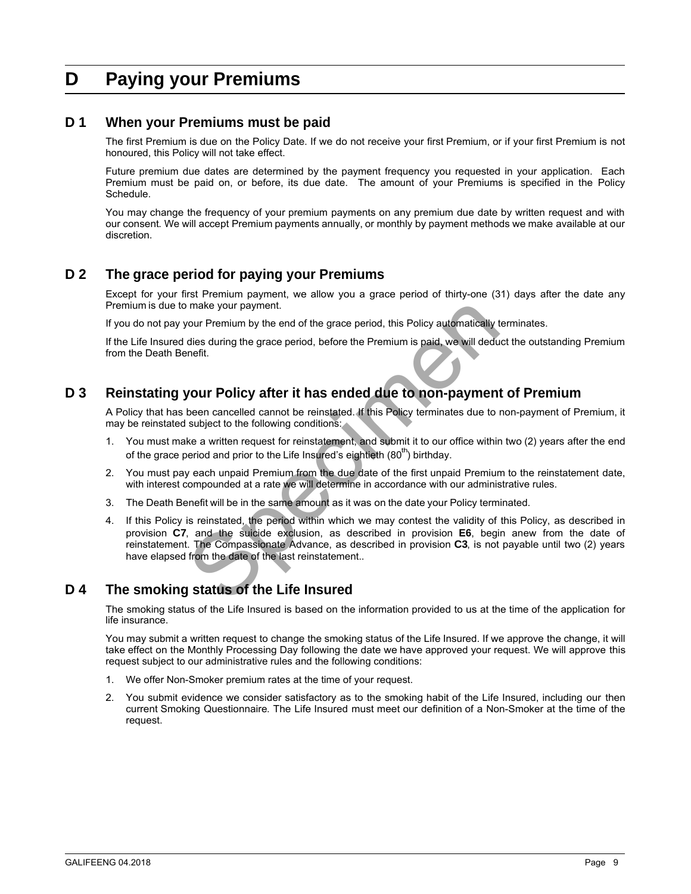# D Paying your Premiums

## D 1 When your Premiums must be paid

The first Premium is due on the Policy Date. If we do not receive your first Premium, or if your first Premium is not honoured, this Policy will not take effect.

Future premium due dates are determined by the payment frequency you requested in your application. Each Premium must be paid on, or before, its due date. The amount of your Premiums is specified in the Policy Schedule.

You may change the frequency of your premium payments on any premium due date by written request and with our consent. We will accept Premium payments annually, or monthly by payment methods we make available at our discretion.

## D 2 The grace period for paying your Premiums

Except for your first Premium payment, we allow you a grace period of thirty-one (31) days after the date any Premium is due to make your payment.

If you do not pay your Premium by the end of the grace period, this Policy automatically terminates.

If the Life Insured dies during the grace period, before the Premium is paid, we will deduct the outstanding Premium from the Death Benefit.

## D 3 Reinstating your Policy after it has ended due to non-payment of Premium

A Policy that has been cancelled cannot be reinstated. If this Policy terminates due to non-payment of Premium, it may be reinstated subject to the following conditions:

1. You must make a written request for reinstatement, and submit it to our office within two (2) years after the end of the grace period and prior to the Life Insured's eightieth (80th) birthday.
2. You must pay each unpaid Premium from the due date of the first unpaid Premium to the reinstatement date, with interest compounded at a rate we will determine in accordance with our administrative rules.
3. The Death Benefit will be in the same amount as it was on the date your Policy terminated.
4. If this Policy is reinstated, the period within which we may contest the validity of this Policy, as described in provision **C7**, and the suicide exclusion, as described in provision **E6**, begin anew from the date of reinstatement. The Compassionate Advance, as described in provision **C3**, is not payable until two (2) years have elapsed from the date of the last reinstatement..

## D 4 The smoking status of the Life Insured

The smoking status of the Life Insured is based on the information provided to us at the time of the application for life insurance.

You may submit a written request to change the smoking status of the Life Insured. If we approve the change, it will take effect on the Monthly Processing Day following the date we have approved your request. We will approve this request subject to our administrative rules and the following conditions:

1. We offer Non-Smoker premium rates at the time of your request.
2. You submit evidence we consider satisfactory as to the smoking habit of the Life Insured, including our then current Smoking Questionnaire. The Life Insured must meet our definition of a Non-Smoker at the time of the request.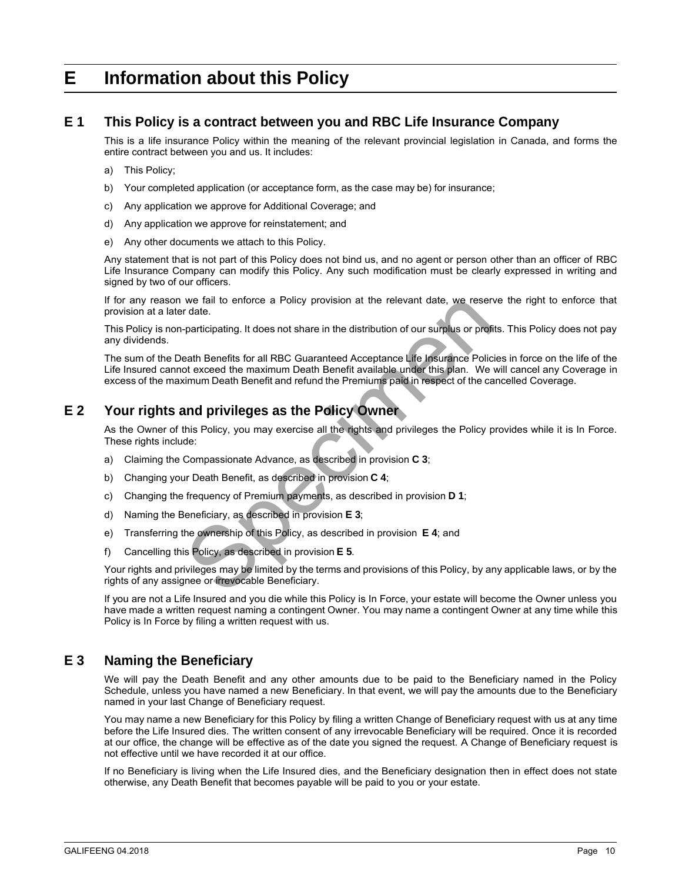# E Information about this Policy

## E 1 This Policy is a contract between you and RBC Life Insurance Company

This is a life insurance Policy within the meaning of the relevant provincial legislation in Canada, and forms the entire contract between you and us. It includes:

a) This Policy;

b) Your completed application (or acceptance form, as the case may be) for insurance;

c) Any application we approve for Additional Coverage; and

d) Any application we approve for reinstatement; and

e) Any other documents we attach to this Policy.

Any statement that is not part of this Policy does not bind us, and no agent or person other than an officer of RBC Life Insurance Company can modify this Policy. Any such modification must be clearly expressed in writing and signed by two of our officers.

If for any reason we fail to enforce a Policy provision at the relevant date, we reserve the right to enforce that provision at a later date.

This Policy is non-participating. It does not share in the distribution of our surplus or profits. This Policy does not pay any dividends.

The sum of the Death Benefits for all RBC Guaranteed Acceptance Life Insurance Policies in force on the life of the Life Insured cannot exceed the maximum Death Benefit available under this plan. We will cancel any Coverage in excess of the maximum Death Benefit and refund the Premiums paid in respect of the cancelled Coverage.

## E 2 Your rights and privileges as the Policy Owner

As the Owner of this Policy, you may exercise all the rights and privileges the Policy provides while it is In Force. These rights include:

a) Claiming the Compassionate Advance, as described in provision **C 3**;

b) Changing your Death Benefit, as described in provision **C 4**;

c) Changing the frequency of Premium payments, as described in provision **D 1**;

d) Naming the Beneficiary, as described in provision **E 3**;

e) Transferring the ownership of this Policy, as described in provision **E 4**; and

f) Cancelling this Policy, as described in provision **E 5**.

Your rights and privileges may be limited by the terms and provisions of this Policy, by any applicable laws, or by the rights of any assignee or irrevocable Beneficiary.

If you are not a Life Insured and you die while this Policy is In Force, your estate will become the Owner unless you have made a written request naming a contingent Owner. You may name a contingent Owner at any time while this Policy is In Force by filing a written request with us.

## E 3 Naming the Beneficiary

We will pay the Death Benefit and any other amounts due to be paid to the Beneficiary named in the Policy Schedule, unless you have named a new Beneficiary. In that event, we will pay the amounts due to the Beneficiary named in your last Change of Beneficiary request.

You may name a new Beneficiary for this Policy by filing a written Change of Beneficiary request with us at any time before the Life Insured dies. The written consent of any irrevocable Beneficiary will be required. Once it is recorded at our office, the change will be effective as of the date you signed the request. A Change of Beneficiary request is not effective until we have recorded it at our office.

If no Beneficiary is living when the Life Insured dies, and the Beneficiary designation then in effect does not state otherwise, any Death Benefit that becomes payable will be paid to you or your estate.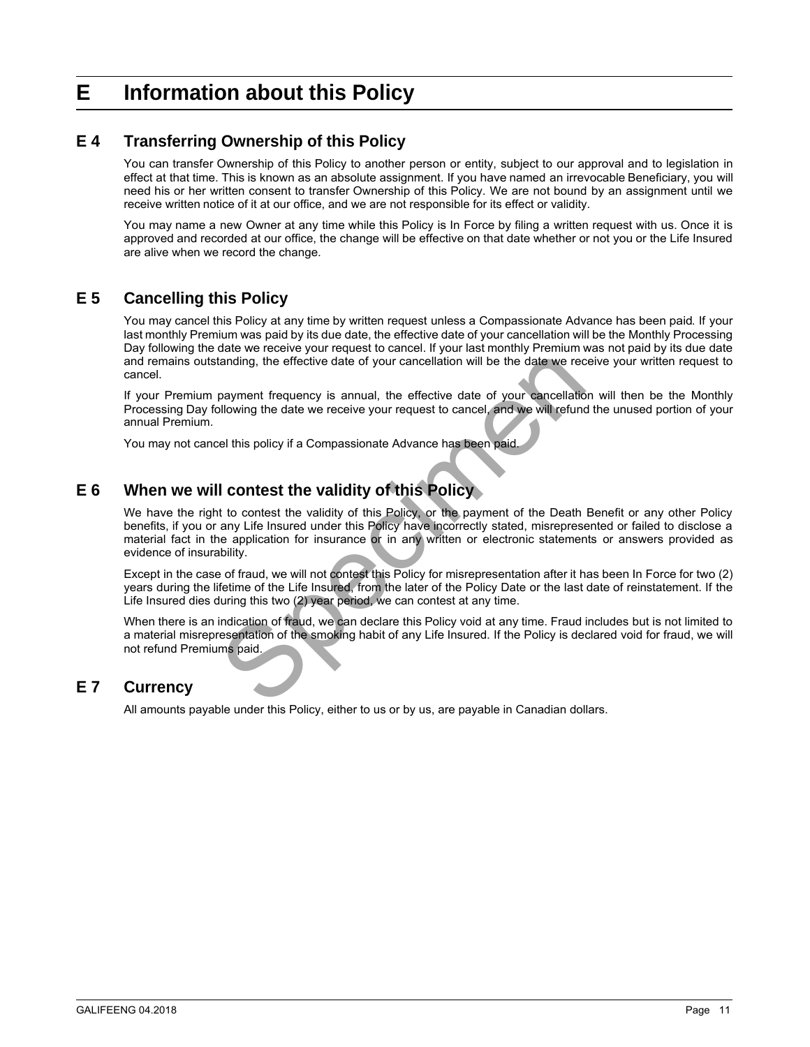# E Information about this Policy

## E 4 Transferring Ownership of this Policy

You can transfer Ownership of this Policy to another person or entity, subject to our approval and to legislation in effect at that time. This is known as an absolute assignment. If you have named an irrevocable Beneficiary, you will need his or her written consent to transfer Ownership of this Policy. We are not bound by an assignment until we receive written notice of it at our office, and we are not responsible for its effect or validity.

You may name a new Owner at any time while this Policy is In Force by filing a written request with us. Once it is approved and recorded at our office, the change will be effective on that date whether or not you or the Life Insured are alive when we record the change.

## E 5 Cancelling this Policy

You may cancel this Policy at any time by written request unless a Compassionate Advance has been paid. If your last monthly Premium was paid by its due date, the effective date of your cancellation will be the Monthly Processing Day following the date we receive your request to cancel. If your last monthly Premium was not paid by its due date and remains outstanding, the effective date of your cancellation will be the date we receive your written request to cancel.

If your Premium payment frequency is annual, the effective date of your cancellation will then be the Monthly Processing Day following the date we receive your request to cancel, and we will refund the unused portion of your annual Premium.

You may not cancel this policy if a Compassionate Advance has been paid.

## E 6 When we will contest the validity of this Policy

We have the right to contest the validity of this Policy, or the payment of the Death Benefit or any other Policy benefits, if you or any Life Insured under this Policy have incorrectly stated, misrepresented or failed to disclose a material fact in the application for insurance or in any written or electronic statements or answers provided as evidence of insurability.

Except in the case of fraud, we will not contest this Policy for misrepresentation after it has been In Force for two (2) years during the lifetime of the Life Insured, from the later of the Policy Date or the last date of reinstatement. If the Life Insured dies during this two (2) year period, we can contest at any time.

When there is an indication of fraud, we can declare this Policy void at any time. Fraud includes but is not limited to a material misrepresentation of the smoking habit of any Life Insured. If the Policy is declared void for fraud, we will not refund Premiums paid.

## E 7 Currency

All amounts payable under this Policy, either to us or by us, are payable in Canadian dollars.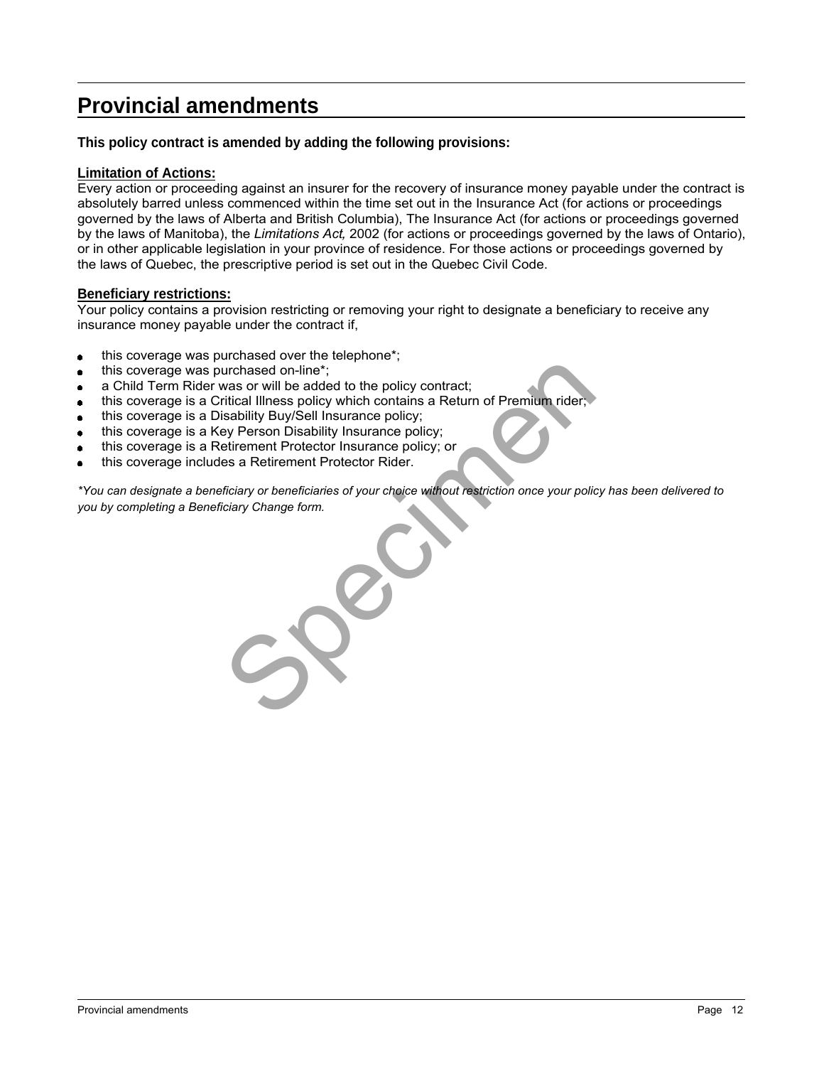# Provincial amendments

**This policy contract is amended by adding the following provisions:**

**Limitation of Actions:**

Every action or proceeding against an insurer for the recovery of insurance money payable under the contract is absolutely barred unless commenced within the time set out in the Insurance Act (for actions or proceedings governed by the laws of Alberta and British Columbia), The Insurance Act (for actions or proceedings governed by the laws of Manitoba), the *Limitations Act,* 2002 (for actions or proceedings governed by the laws of Ontario), or in other applicable legislation in your province of residence. For those actions or proceedings governed by the laws of Quebec, the prescriptive period is set out in the Quebec Civil Code.

**Beneficiary restrictions:**

Your policy contains a provision restricting or removing your right to designate a beneficiary to receive any insurance money payable under the contract if,

- this coverage was purchased over the telephone*;
- this coverage was purchased on-line*;
- a Child Term Rider was or will be added to the policy contract;
- this coverage is a Critical Illness policy which contains a Return of Premium rider;
- this coverage is a Disability Buy/Sell Insurance policy;
- this coverage is a Key Person Disability Insurance policy;
- this coverage is a Retirement Protector Insurance policy; or
- this coverage includes a Retirement Protector Rider.

*\*You can designate a beneficiary or beneficiaries of your choice without restriction once your policy has been delivered to you by completing a Beneficiary Change form.*

Specimen